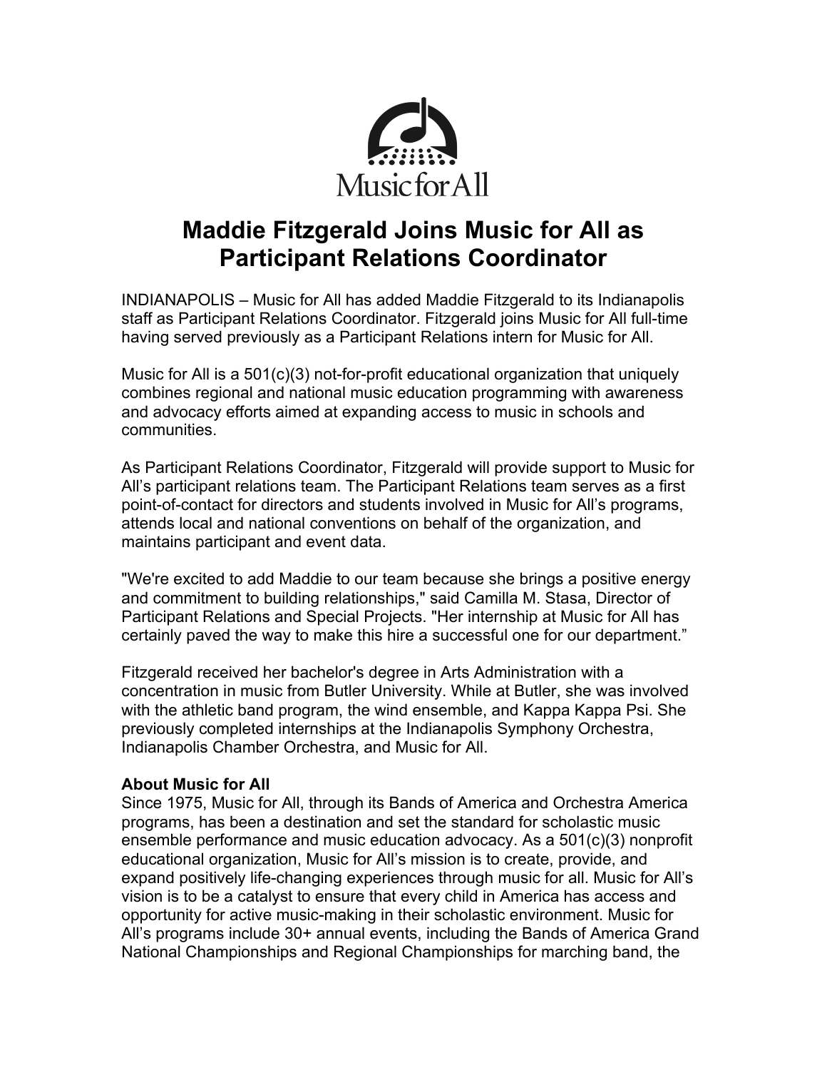# Maddie Fitzgerald Joins Music for All as Participant Relations Coordinator

INDIANAPOLIS – Music for All has added Maddie Fitzgerald to its Indianapolis staff as Participant Relations Coordinator. Fitzgerald joins Music for All full-time having served previously as a Participant Relations intern for Music for All.

Music for All is a 501(c)(3) not-for-profit educational organization that uniquely combines regional and national music education programming with awareness and advocacy efforts aimed at expanding access to music in schools and communities.

As Participant Relations Coordinator, Fitzgerald will provide support to Music for All's participant relations team. The Participant Relations team serves as a first point-of-contact for directors and students involved in Music for All's programs, attends local and national conventions on behalf of the organization, and maintains participant and event data.

"We're excited to add Maddie to our team because she brings a positive energy and commitment to building relationships," said Camilla M. Stasa, Director of Participant Relations and Special Projects. "Her internship at Music for All has certainly paved the way to make this hire a successful one for our department."

Fitzgerald received her bachelor's degree in Arts Administration with a concentration in music from Butler University. While at Butler, she was involved with the athletic band program, the wind ensemble, and Kappa Kappa Psi. She previously completed internships at the Indianapolis Symphony Orchestra, Indianapolis Chamber Orchestra, and Music for All.

**About Music for All**
Since 1975, Music for All, through its Bands of America and Orchestra America programs, has been a destination and set the standard for scholastic music ensemble performance and music education advocacy. As a 501(c)(3) nonprofit educational organization, Music for All's mission is to create, provide, and expand positively life-changing experiences through music for all. Music for All's vision is to be a catalyst to ensure that every child in America has access and opportunity for active music-making in their scholastic environment. Music for All's programs include 30+ annual events, including the Bands of America Grand National Championships and Regional Championships for marching band, the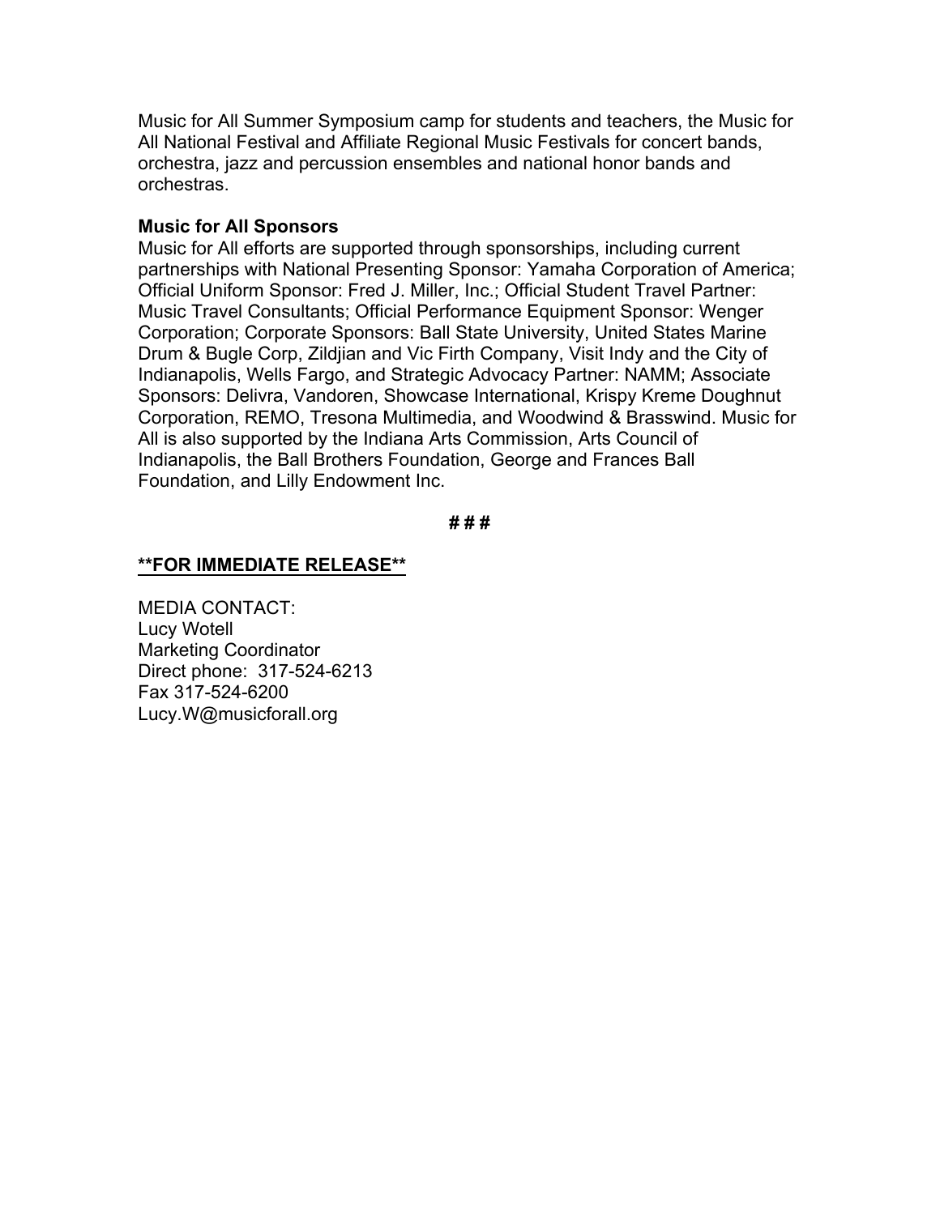Music for All Summer Symposium camp for students and teachers, the Music for All National Festival and Affiliate Regional Music Festivals for concert bands, orchestra, jazz and percussion ensembles and national honor bands and orchestras.

**Music for All Sponsors**

Music for All efforts are supported through sponsorships, including current partnerships with National Presenting Sponsor: Yamaha Corporation of America; Official Uniform Sponsor: Fred J. Miller, Inc.; Official Student Travel Partner: Music Travel Consultants; Official Performance Equipment Sponsor: Wenger Corporation; Corporate Sponsors: Ball State University, United States Marine Drum & Bugle Corp, Zildjian and Vic Firth Company, Visit Indy and the City of Indianapolis, Wells Fargo, and Strategic Advocacy Partner: NAMM; Associate Sponsors: Delivra, Vandoren, Showcase International, Krispy Kreme Doughnut Corporation, REMO, Tresona Multimedia, and Woodwind & Brasswind. Music for All is also supported by the Indiana Arts Commission, Arts Council of Indianapolis, the Ball Brothers Foundation, George and Frances Ball Foundation, and Lilly Endowment Inc.

**# # #**

**__**FOR IMMEDIATE RELEASE**__**

MEDIA CONTACT:
Lucy Wotell
Marketing Coordinator
Direct phone: 317-524-6213
Fax 317-524-6200
Lucy.W@musicforall.org